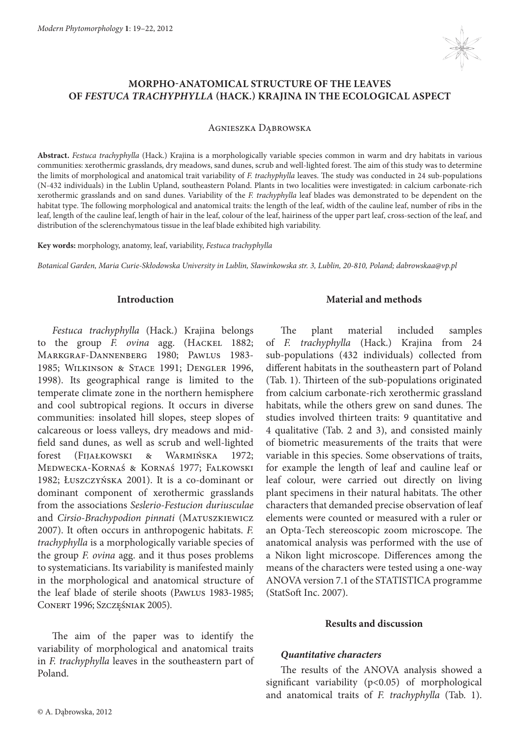# MORPHO-ANATOMICAL STRUCTURE OF THE LEAVES OF *FESTUCA TRACHYPHYLLA* (HACK.) KRAJINA IN THE ECOLOGICAL ASPECT

Agnieszka Dąbrowska

**Abstract.** *Festuca trachyphylla* (Hack.) Krajina is a morphologically variable species common in warm and dry habitats in various communities: xerothermic grasslands, dry meadows, sand dunes, scrub and well-lighted forest. The aim of this study was to determine the limits of morphological and anatomical trait variability of *F. trachyphylla* leaves. The study was conducted in 24 sub-populations (N-432 individuals) in the Lublin Upland, southeastern Poland. Plants in two localities were investigated: in calcium carbonate-rich xerothermic grasslands and on sand dunes. Variability of the *F. trachyphylla* leaf blades was demonstrated to be dependent on the habitat type. The following morphological and anatomical traits: the length of the leaf, width of the cauline leaf, number of ribs in the leaf, length of the cauline leaf, length of hair in the leaf, colour of the leaf, hairiness of the upper part leaf, cross-section of the leaf, and distribution of the sclerenchymatous tissue in the leaf blade exhibited high variability.

**Key words:** morphology, anatomy, leaf, variability, *Festuca trachyphylla*

*Botanical Garden, Maria Curie-Skłodowska University in Lublin, Sławinkowska str. 3, Lublin, 20-810, Poland; dabrowskaa@vp.pl*

## Introduction

*Festuca trachyphylla* (Hack.) Krajina belongs to the group *F. ovina* agg. (Hackel 1882; Markgraf-Dannenberg 1980; Pawlus 1983-1985; Wilkinson & Stace 1991; Dengler 1996, 1998). Its geographical range is limited to the temperate climate zone in the northern hemisphere and cool subtropical regions. It occurs in diverse communities: insolated hill slopes, steep slopes of calcareous or loess valleys, dry meadows and mid-field sand dunes, as well as scrub and well-lighted forest (Fijałkowski & Warmińska 1972; Medwecka-Kornaś & Kornaś 1977; Falkowski 1982; Łuszczyńska 2001). It is a co-dominant or dominant component of xerothermic grasslands from the associations *Seslerio-Festucion duriusculae* and *Cirsio-Brachypodion pinnati* (Matuszkiewicz 2007). It often occurs in anthropogenic habitats. *F. trachyphylla* is a morphologically variable species of the group *F. ovina* agg. and it thus poses problems to systematicians. Its variability is manifested mainly in the morphological and anatomical structure of the leaf blade of sterile shoots (Pawlus 1983-1985; Conert 1996; Szczęśniak 2005).

The aim of the paper was to identify the variability of morphological and anatomical traits in *F. trachyphylla* leaves in the southeastern part of Poland.

## Material and methods

The plant material included samples of *F. trachyphylla* (Hack.) Krajina from 24 sub-populations (432 individuals) collected from different habitats in the southeastern part of Poland (Tab. 1). Thirteen of the sub-populations originated from calcium carbonate-rich xerothermic grassland habitats, while the others grew on sand dunes. The studies involved thirteen traits: 9 quantitative and 4 qualitative (Tab. 2 and 3), and consisted mainly of biometric measurements of the traits that were variable in this species. Some observations of traits, for example the length of leaf and cauline leaf or leaf colour, were carried out directly on living plant specimens in their natural habitats. The other characters that demanded precise observation of leaf elements were counted or measured with a ruler or an Opta-Tech stereoscopic zoom microscope. The anatomical analysis was performed with the use of a Nikon light microscope. Differences among the means of the characters were tested using a one-way ANOVA version 7.1 of the STATISTICA programme (StatSoft Inc. 2007).

## Results and discussion

### *Quantitative characters*

The results of the ANOVA analysis showed a significant variability ($p<0.05$) of morphological and anatomical traits of *F. trachyphylla* (Tab. 1).

© A. Dąbrowska, 2012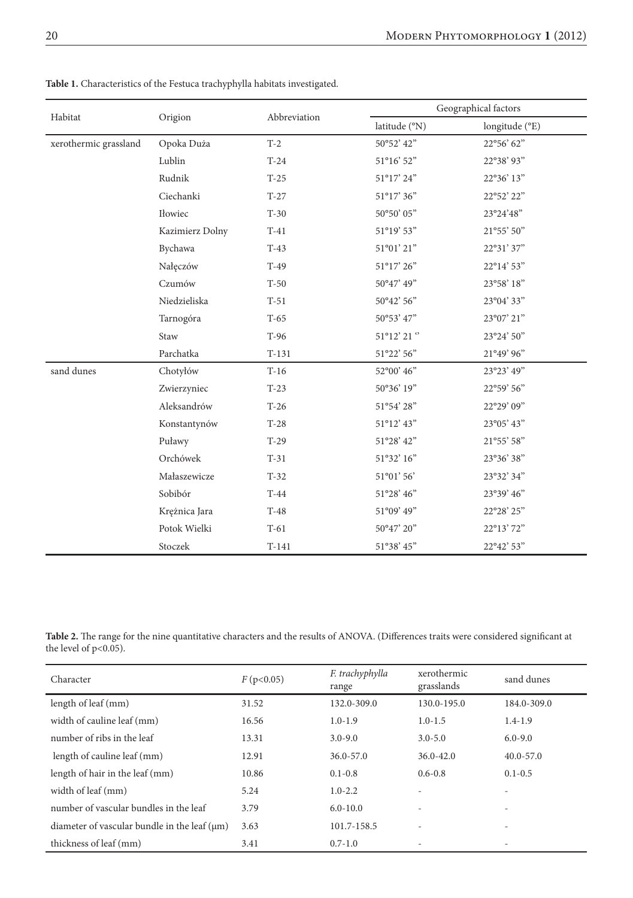**Table 1.** Characteristics of the Festuca trachyphylla habitats investigated.

| Habitat | Origion | Abbreviation | Geographical factors | |
|---|---|---|---|---|
| | | | latitude (°N) | longitude (°E) |
| xerothermic grassland | Opoka Duża | T-2 | 50°52' 42" | 22°56' 62" |
| | Lublin | T-24 | 51°16' 52" | 22°38' 93" |
| | Rudnik | T-25 | 51°17' 24" | 22°36' 13" |
| | Ciechanki | T-27 | 51°17' 36" | 22°52' 22" |
| | Iłowiec | T-30 | 50°50' 05" | 23°24'48" |
| | Kazimierz Dolny | T-41 | 51°19' 53" | 21°55' 50" |
| | Bychawa | T-43 | 51°01' 21" | 22°31' 37" |
| | Nałęczów | T-49 | 51°17' 26" | 22°14' 53" |
| | Czumów | T-50 | 50°47' 49" | 23°58' 18" |
| | Niedzieliska | T-51 | 50°42' 56" | 23°04' 33" |
| | Tarnogóra | T-65 | 50°53' 47" | 23°07' 21" |
| | Staw | T-96 | 51°12' 21 " | 23°24' 50" |
| | Parchatka | T-131 | 51°22' 56" | 21°49' 96" |
| sand dunes | Chotyłów | T-16 | 52°00' 46" | 23°23' 49" |
| | Zwierzyniec | T-23 | 50°36' 19" | 22°59' 56" |
| | Aleksandrów | T-26 | 51°54' 28" | 22°29' 09" |
| | Konstantynów | T-28 | 51°12' 43" | 23°05' 43" |
| | Puławy | T-29 | 51°28' 42" | 21°55' 58" |
| | Orchówek | T-31 | 51°32' 16" | 23°36' 38" |
| | Małaszewicze | T-32 | 51°01' 56' | 23°32' 34" |
| | Sobibór | T-44 | 51°28' 46" | 23°39' 46" |
| | Krężnica Jara | T-48 | 51°09' 49" | 22°28' 25" |
| | Potok Wielki | T-61 | 50°47' 20" | 22°13' 72" |
| | Stoczek | T-141 | 51°38' 45" | 22°42' 53" |

**Table 2.** The range for the nine quantitative characters and the results of ANOVA. (Differences traits were considered significant at the level of $p<0.05$).

| Character | $F$ ($p<0.05$) | *F. trachyphylla* range | xerothermic grasslands | sand dunes |
|---|---|---|---|---|
| length of leaf (mm) | 31.52 | 132.0-309.0 | 130.0-195.0 | 184.0-309.0 |
| width of cauline leaf (mm) | 16.56 | 1.0-1.9 | 1.0-1.5 | 1.4-1.9 |
| number of ribs in the leaf | 13.31 | 3.0-9.0 | 3.0-5.0 | 6.0-9.0 |
| length of cauline leaf (mm) | 12.91 | 36.0-57.0 | 36.0-42.0 | 40.0-57.0 |
| length of hair in the leaf (mm) | 10.86 | 0.1-0.8 | 0.6-0.8 | 0.1-0.5 |
| width of leaf (mm) | 5.24 | 1.0-2.2 | - | - |
| number of vascular bundles in the leaf | 3.79 | 6.0-10.0 | - | - |
| diameter of vascular bundle in the leaf (μm) | 3.63 | 101.7-158.5 | - | - |
| thickness of leaf (mm) | 3.41 | 0.7-1.0 | - | - |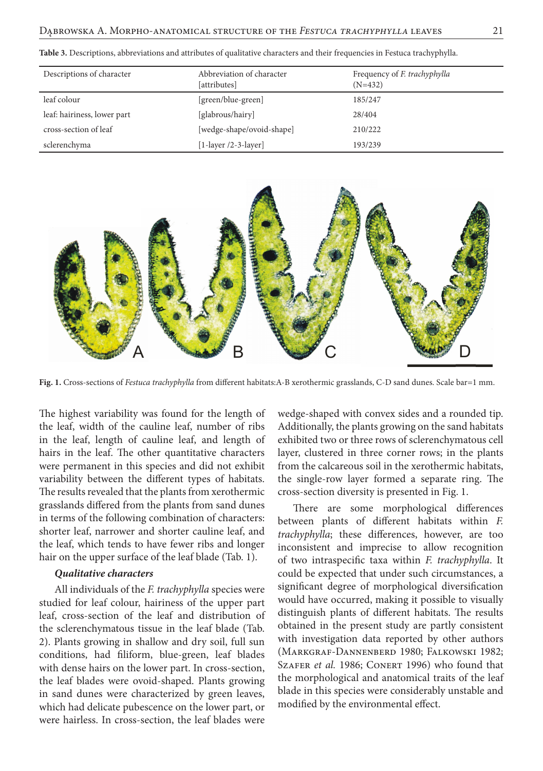**Table 3.** Descriptions, abbreviations and attributes of qualitative characters and their frequencies in Festuca trachyphylla.

| Descriptions of character | Abbreviation of character [attributes] | Frequency of *F. trachyphylla* (N=432) |
|---|---|---|
| leaf colour | [green/blue-green] | 185/247 |
| leaf: hairiness, lower part | [glabrous/hairy] | 28/404 |
| cross-section of leaf | [wedge-shape/ovoid-shape] | 210/222 |
| sclerenchyma | [1-layer /2-3-layer] | 193/239 |

**Fig. 1.** Cross-sections of *Festuca trachyphylla* from different habitats:A-B xerothermic grasslands, C-D sand dunes. Scale bar=1 mm.

The highest variability was found for the length of the leaf, width of the cauline leaf, number of ribs in the leaf, length of cauline leaf, and length of hairs in the leaf. The other quantitative characters were permanent in this species and did not exhibit variability between the different types of habitats. The results revealed that the plants from xerothermic grasslands differed from the plants from sand dunes in terms of the following combination of characters: shorter leaf, narrower and shorter cauline leaf, and the leaf, which tends to have fewer ribs and longer hair on the upper surface of the leaf blade (Tab. 1).

### *Qualitative characters*

All individuals of the *F. trachyphylla* species were studied for leaf colour, hairiness of the upper part leaf, cross-section of the leaf and distribution of the sclerenchymatous tissue in the leaf blade (Tab. 2). Plants growing in shallow and dry soil, full sun conditions, had filiform, blue-green, leaf blades with dense hairs on the lower part. In cross-section, the leaf blades were ovoid-shaped. Plants growing in sand dunes were characterized by green leaves, which had delicate pubescence on the lower part, or were hairless. In cross-section, the leaf blades were wedge-shaped with convex sides and a rounded tip. Additionally, the plants growing on the sand habitats exhibited two or three rows of sclerenchymatous cell layer, clustered in three corner rows; in the plants from the calcareous soil in the xerothermic habitats, the single-row layer formed a separate ring. The cross-section diversity is presented in Fig. 1.

There are some morphological differences between plants of different habitats within *F. trachyphylla*; these differences, however, are too inconsistent and imprecise to allow recognition of two intraspecific taxa within *F. trachyphylla*. It could be expected that under such circumstances, a significant degree of morphological diversification would have occurred, making it possible to visually distinguish plants of different habitats. The results obtained in the present study are partly consistent with investigation data reported by other authors (Markgraf-Dannenberd 1980; Falkowski 1982; Szafer *et al.* 1986; Conert 1996) who found that the morphological and anatomical traits of the leaf blade in this species were considerably unstable and modified by the environmental effect.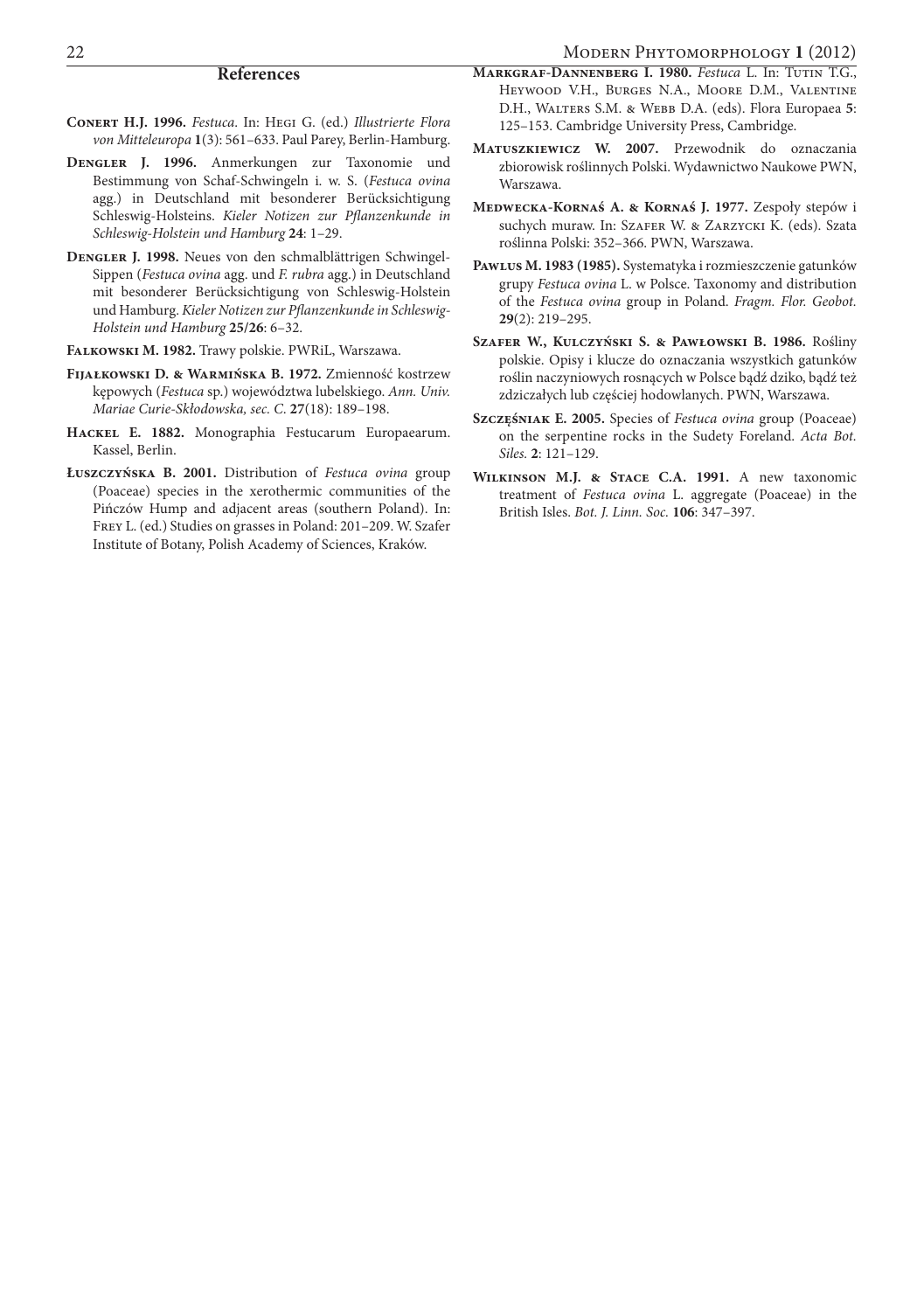## References

**Conert H.J. 1996.** *Festuca*. In: Hegi G. (ed.) *Illustrierte Flora von Mitteleuropa* **1**(3): 561–633. Paul Parey, Berlin-Hamburg.

**Dengler J. 1996.** Anmerkungen zur Taxonomie und Bestimmung von Schaf-Schwingeln i. w. S. (*Festuca ovina* agg.) in Deutschland mit besonderer Berücksichtigung Schleswig-Holsteins. *Kieler Notizen zur Pflanzenkunde in Schleswig-Holstein und Hamburg* **24**: 1–29.

**Dengler J. 1998.** Neues von den schmalblättrigen Schwingel-Sippen (*Festuca ovina* agg. und *F. rubra* agg.) in Deutschland mit besonderer Berücksichtigung von Schleswig-Holstein und Hamburg. *Kieler Notizen zur Pflanzenkunde in Schleswig-Holstein und Hamburg* **25/26**: 6–32.

**Fałkowski M. 1982.** Trawy polskie. PWRiL, Warszawa.

**Fijałkowski D. & Warmińska B. 1972.** Zmienność kostrzew kępowych (*Festuca* sp.) województwa lubelskiego. *Ann. Univ. Mariae Curie-Skłodowska, sec. C.* **27**(18): 189–198.

**Hackel E. 1882.** Monographia Festucarum Europaearum. Kassel, Berlin.

**Łuszczyńska B. 2001.** Distribution of *Festuca ovina* group (Poaceae) species in the xerothermic communities of the Pińczów Hump and adjacent areas (southern Poland). In: Frey L. (ed.) Studies on grasses in Poland: 201–209. W. Szafer Institute of Botany, Polish Academy of Sciences, Kraków.

**Markgraf-Dannenberg I. 1980.** *Festuca* L. In: Tutin T.G., Heywood V.H., Burges N.A., Moore D.M., Valentine D.H., Walters S.M. & Webb D.A. (eds). Flora Europaea **5**: 125–153. Cambridge University Press, Cambridge.

**Matuszkiewicz W. 2007.** Przewodnik do oznaczania zbiorowisk roślinnych Polski. Wydawnictwo Naukowe PWN, Warszawa.

**Medwecka-Kornaś A. & Kornaś J. 1977.** Zespoły stepów i suchych muraw. In: Szafer W. & Zarzycki K. (eds). Szata roślinna Polski: 352–366. PWN, Warszawa.

**Pawlus M. 1983 (1985).** Systematyka i rozmieszczenie gatunków grupy *Festuca ovina* L. w Polsce. Taxonomy and distribution of the *Festuca ovina* group in Poland. *Fragm. Flor. Geobot.* **29**(2): 219–295.

**Szafer W., Kulczyński S. & Pawłowski B. 1986.** Rośliny polskie. Opisy i klucze do oznaczania wszystkich gatunków roślin naczyniowych rosnących w Polsce bądź dziko, bądź też zdziczałych lub częściej hodowlanych. PWN, Warszawa.

**Szczęśniak E. 2005.** Species of *Festuca ovina* group (Poaceae) on the serpentine rocks in the Sudety Foreland. *Acta Bot. Siles.* **2**: 121–129.

**Wilkinson M.J. & Stace C.A. 1991.** A new taxonomic treatment of *Festuca ovina* L. aggregate (Poaceae) in the British Isles. *Bot. J. Linn. Soc.* **106**: 347–397.